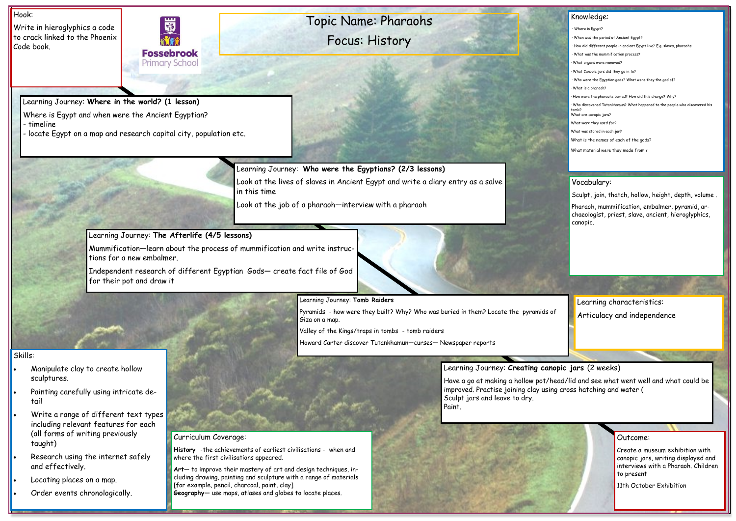# Topic Name: Pharaohs

## Focus: History

Fossebrook Primary School

## Hook:

Write in hieroglyphics a code to crack linked to the Phoenix Code book.

## Learning Journey: **Where in the world? (1 lesson)**

Where is Egypt and when were the Ancient Egyptian?
- timeline
- locate Egypt on a map and research capital city, population etc.

## Learning Journey: **Who were the Egyptians? (2/3 lessons)**

Look at the lives of slaves in Ancient Egypt and write a diary entry as a salve in this time

Look at the job of a pharaoh—interview with a pharaoh

## Learning Journey: **The Afterlife (4/5 lessons)**

Mummification—learn about the process of mummification and write instructions for a new embalmer.

Independent research of different Egyptian Gods— create fact file of God for their pot and draw it

## Learning Journey: **Tomb Raiders**

Pyramids - how were they built? Why? Who was buried in them? Locate the pyramids of Giza on a map.

Valley of the Kings/traps in tombs - tomb raiders

Howard Carter discover Tutankhamun—curses— Newspaper reports

## Learning Journey: **Creating canopic jars** (2 weeks)

Have a go at making a hollow pot/head/lid and see what went well and what could be improved. Practise joining clay using cross hatching and water (
Sculpt jars and leave to dry.
Paint.

## Outcome:

Create a museum exhibition with canopic jars, writing displayed and interviews with a Pharaoh. Children to present

11th October Exhibition

## Knowledge:

- Where is Egypt?
- When was the period of Ancient Egypt?
- How did different people in ancient Egypt live? E.g. slaves, pharaohs
- What was the mummification process?
- What organs were removed?
- What Canopic jars did they go in to?
- Who were the Egyptian gods? What were they the god of?
- What is a pharaoh?
- How were the pharaohs buried? How did this change? Why?
- Who discovered Tutankhamun? What happened to the people who discovered his tomb?

What are canopic jars?

What were they used for?

What was stored in each jar?

What is the names of each of the gods?

What material were they made from ?

## Vocabulary:

Sculpt, join, thatch, hollow, height, depth, volume .

Pharaoh, mummification, embalmer, pyramid, archaeologist, priest, slave, ancient, hieroglyphics, canopic.

## Learning characteristics:

Articulacy and independence

## Skills:

- Manipulate clay to create hollow sculptures.
- Painting carefully using intricate detail
- Write a range of different text types including relevant features for each (all forms of writing previously taught)
- Research using the internet safely and effectively.
- Locating places on a map.
- Order events chronologically.

## Curriculum Coverage:

**History** -the achievements of earliest civilisations - when and where the first civilisations appeared.

**Art**— to improve their mastery of art and design techniques, including drawing, painting and sculpture with a range of materials [for example, pencil, charcoal, paint, clay]

**Geography**— use maps, atlases and globes to locate places.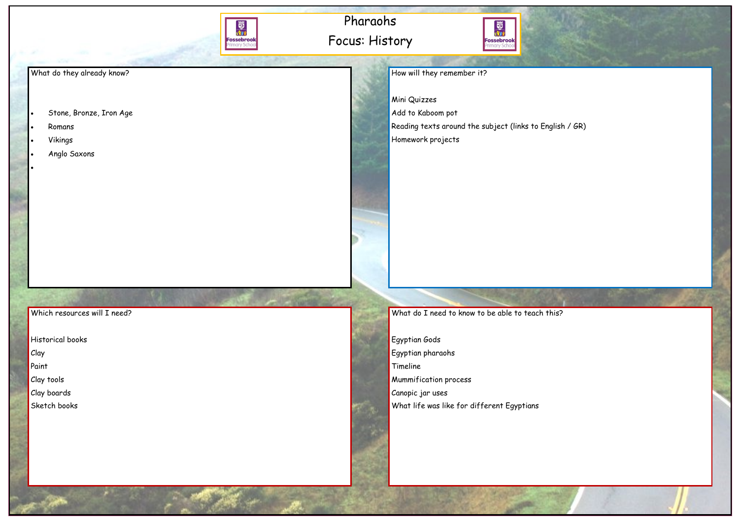# Pharaohs

## Focus: History

### What do they already know?

- Stone, Bronze, Iron Age
- Romans
- Vikings
- Anglo Saxons

### How will they remember it?

Mini Quizzes

Add to Kaboom pot

Reading texts around the subject (links to English / GR)

Homework projects

### Which resources will I need?

Historical books

Clay

Paint

Clay tools

Clay boards

Sketch books

### What do I need to know to be able to teach this?

Egyptian Gods

Egyptian pharaohs

Timeline

Mummification process

Canopic jar uses

What life was like for different Egyptians